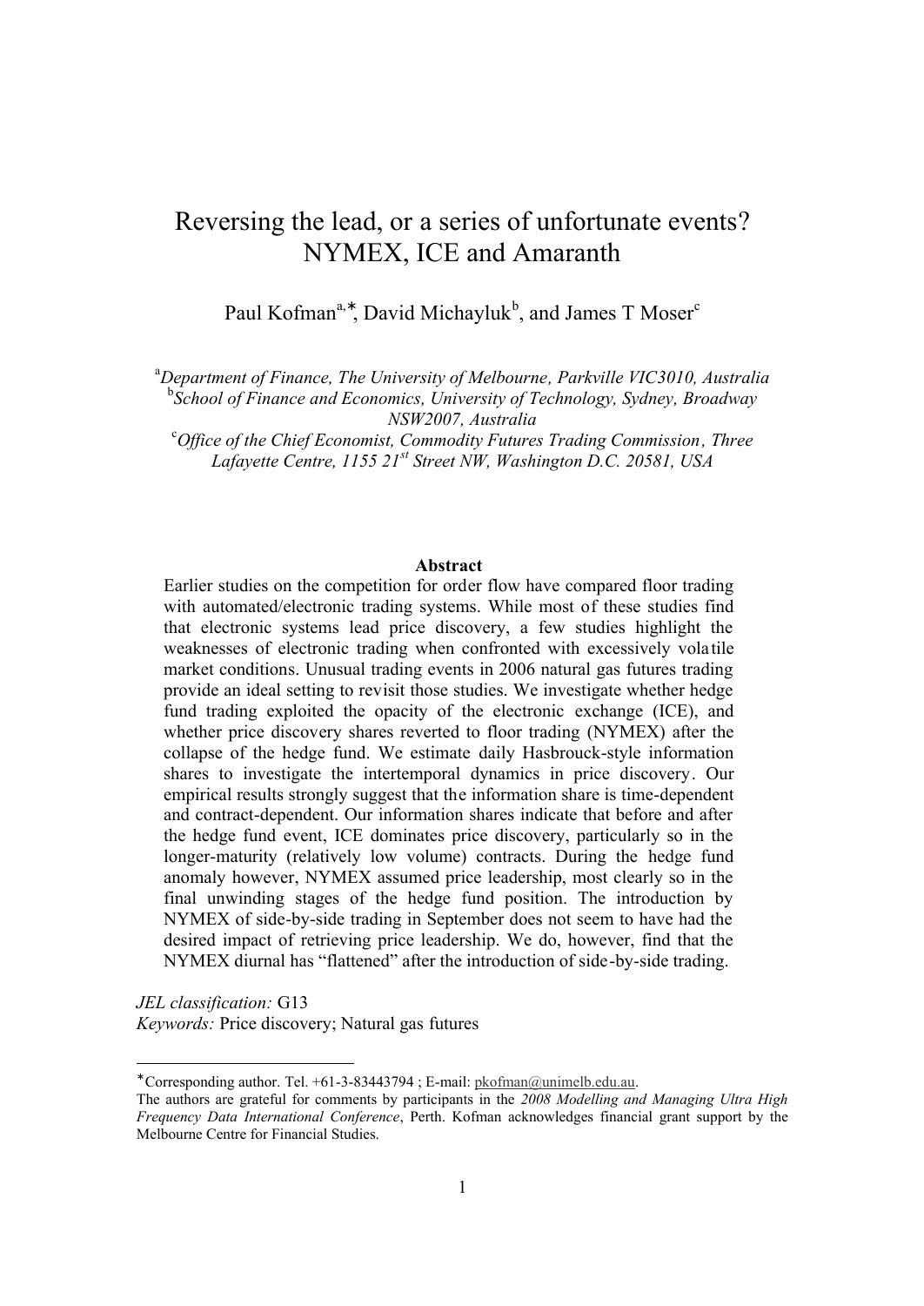# Reversing the lead, or a series of unfortunate events? NYMEX, ICE and Amaranth

Paul Kofman[a,*], David Michayluk[b], and James T Moser[c]

[a]*Department of Finance, The University of Melbourne, Parkville VIC3010, Australia*
[b]*School of Finance and Economics, University of Technology, Sydney, Broadway NSW2007, Australia*
[c]*Office of the Chief Economist, Commodity Futures Trading Commission, Three Lafayette Centre, 1155 21st Street NW, Washington D.C. 20581, USA*

**Abstract**

Earlier studies on the competition for order flow have compared floor trading with automated/electronic trading systems. While most of these studies find that electronic systems lead price discovery, a few studies highlight the weaknesses of electronic trading when confronted with excessively volatile market conditions. Unusual trading events in 2006 natural gas futures trading provide an ideal setting to revisit those studies. We investigate whether hedge fund trading exploited the opacity of the electronic exchange (ICE), and whether price discovery shares reverted to floor trading (NYMEX) after the collapse of the hedge fund. We estimate daily Hasbrouck-style information shares to investigate the intertemporal dynamics in price discovery. Our empirical results strongly suggest that the information share is time-dependent and contract-dependent. Our information shares indicate that before and after the hedge fund event, ICE dominates price discovery, particularly so in the longer-maturity (relatively low volume) contracts. During the hedge fund anomaly however, NYMEX assumed price leadership, most clearly so in the final unwinding stages of the hedge fund position. The introduction by NYMEX of side-by-side trading in September does not seem to have had the desired impact of retrieving price leadership. We do, however, find that the NYMEX diurnal has "flattened" after the introduction of side-by-side trading.

*JEL classification:* G13
*Keywords:* Price discovery; Natural gas futures

---

*Corresponding author. Tel. +61-3-83443794 ; E-mail: pkofman@unimelb.edu.au.
The authors are grateful for comments by participants in the *2008 Modelling and Managing Ultra High Frequency Data International Conference*, Perth. Kofman acknowledges financial grant support by the Melbourne Centre for Financial Studies.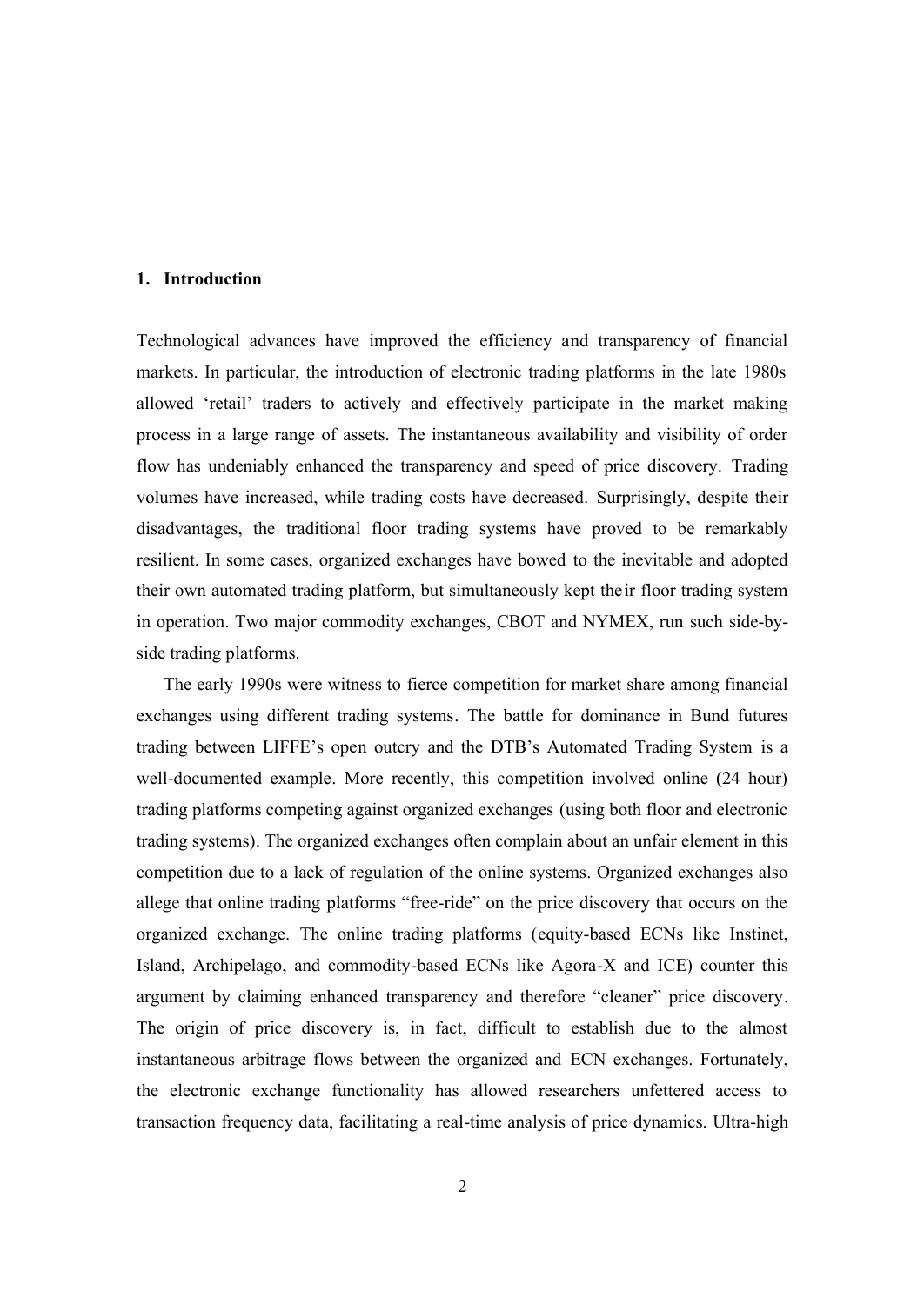## 1. Introduction

Technological advances have improved the efficiency and transparency of financial markets. In particular, the introduction of electronic trading platforms in the late 1980s allowed 'retail' traders to actively and effectively participate in the market making process in a large range of assets. The instantaneous availability and visibility of order flow has undeniably enhanced the transparency and speed of price discovery. Trading volumes have increased, while trading costs have decreased. Surprisingly, despite their disadvantages, the traditional floor trading systems have proved to be remarkably resilient. In some cases, organized exchanges have bowed to the inevitable and adopted their own automated trading platform, but simultaneously kept their floor trading system in operation. Two major commodity exchanges, CBOT and NYMEX, run such side-by-side trading platforms.

The early 1990s were witness to fierce competition for market share among financial exchanges using different trading systems. The battle for dominance in Bund futures trading between LIFFE's open outcry and the DTB's Automated Trading System is a well-documented example. More recently, this competition involved online (24 hour) trading platforms competing against organized exchanges (using both floor and electronic trading systems). The organized exchanges often complain about an unfair element in this competition due to a lack of regulation of the online systems. Organized exchanges also allege that online trading platforms "free-ride" on the price discovery that occurs on the organized exchange. The online trading platforms (equity-based ECNs like Instinet, Island, Archipelago, and commodity-based ECNs like Agora-X and ICE) counter this argument by claiming enhanced transparency and therefore "cleaner" price discovery. The origin of price discovery is, in fact, difficult to establish due to the almost instantaneous arbitrage flows between the organized and ECN exchanges. Fortunately, the electronic exchange functionality has allowed researchers unfettered access to transaction frequency data, facilitating a real-time analysis of price dynamics. Ultra-high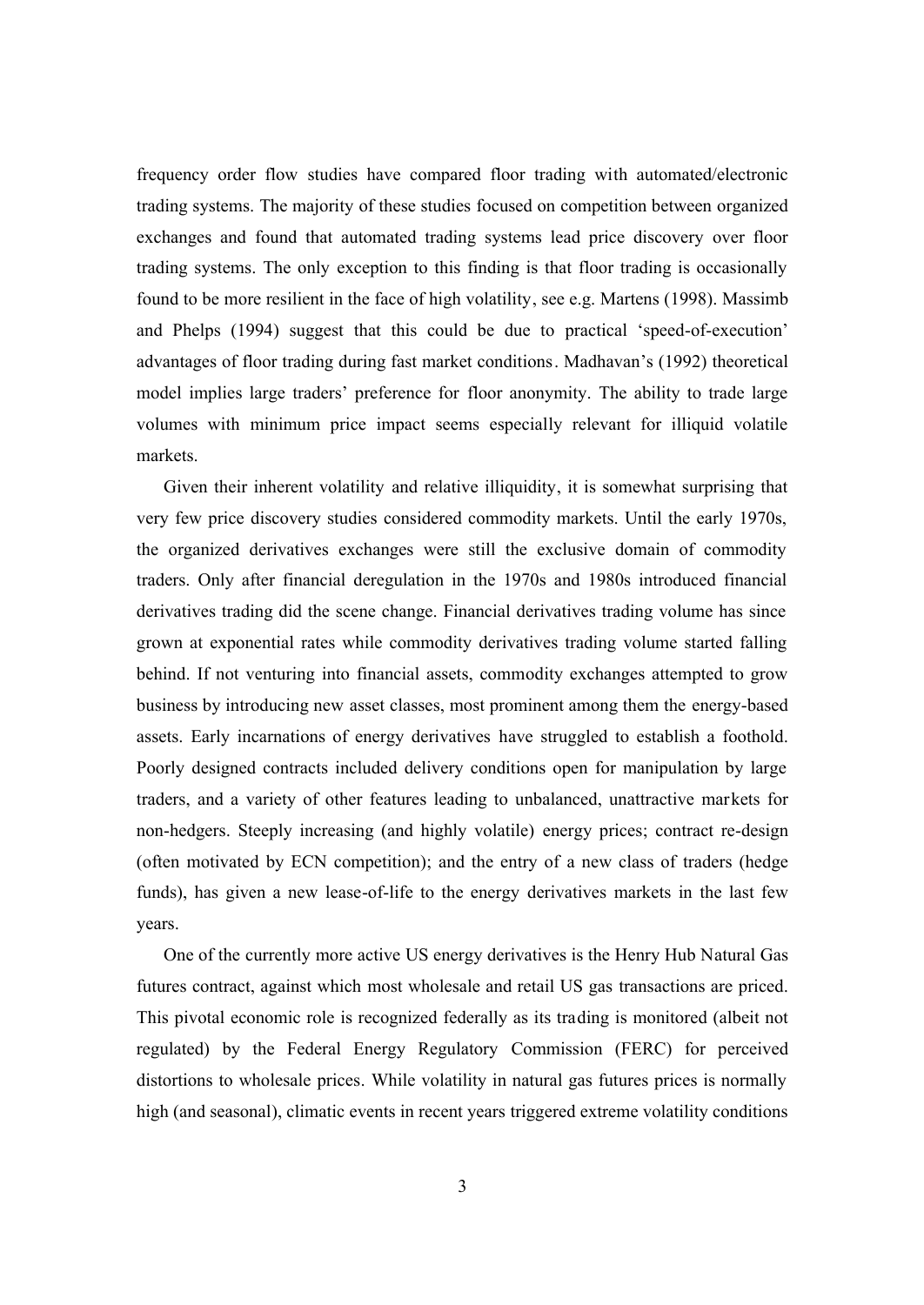frequency order flow studies have compared floor trading with automated/electronic trading systems. The majority of these studies focused on competition between organized exchanges and found that automated trading systems lead price discovery over floor trading systems. The only exception to this finding is that floor trading is occasionally found to be more resilient in the face of high volatility, see e.g. Martens (1998). Massimb and Phelps (1994) suggest that this could be due to practical 'speed-of-execution' advantages of floor trading during fast market conditions. Madhavan's (1992) theoretical model implies large traders' preference for floor anonymity. The ability to trade large volumes with minimum price impact seems especially relevant for illiquid volatile markets.

Given their inherent volatility and relative illiquidity, it is somewhat surprising that very few price discovery studies considered commodity markets. Until the early 1970s, the organized derivatives exchanges were still the exclusive domain of commodity traders. Only after financial deregulation in the 1970s and 1980s introduced financial derivatives trading did the scene change. Financial derivatives trading volume has since grown at exponential rates while commodity derivatives trading volume started falling behind. If not venturing into financial assets, commodity exchanges attempted to grow business by introducing new asset classes, most prominent among them the energy-based assets. Early incarnations of energy derivatives have struggled to establish a foothold. Poorly designed contracts included delivery conditions open for manipulation by large traders, and a variety of other features leading to unbalanced, unattractive markets for non-hedgers. Steeply increasing (and highly volatile) energy prices; contract re-design (often motivated by ECN competition); and the entry of a new class of traders (hedge funds), has given a new lease-of-life to the energy derivatives markets in the last few years.

One of the currently more active US energy derivatives is the Henry Hub Natural Gas futures contract, against which most wholesale and retail US gas transactions are priced. This pivotal economic role is recognized federally as its trading is monitored (albeit not regulated) by the Federal Energy Regulatory Commission (FERC) for perceived distortions to wholesale prices. While volatility in natural gas futures prices is normally high (and seasonal), climatic events in recent years triggered extreme volatility conditions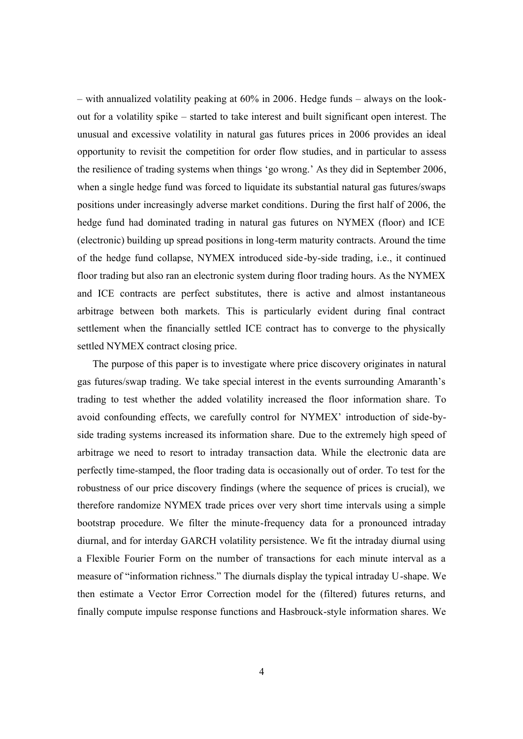– with annualized volatility peaking at 60% in 2006. Hedge funds – always on the look-out for a volatility spike – started to take interest and built significant open interest. The unusual and excessive volatility in natural gas futures prices in 2006 provides an ideal opportunity to revisit the competition for order flow studies, and in particular to assess the resilience of trading systems when things 'go wrong.' As they did in September 2006, when a single hedge fund was forced to liquidate its substantial natural gas futures/swaps positions under increasingly adverse market conditions. During the first half of 2006, the hedge fund had dominated trading in natural gas futures on NYMEX (floor) and ICE (electronic) building up spread positions in long-term maturity contracts. Around the time of the hedge fund collapse, NYMEX introduced side-by-side trading, i.e., it continued floor trading but also ran an electronic system during floor trading hours. As the NYMEX and ICE contracts are perfect substitutes, there is active and almost instantaneous arbitrage between both markets. This is particularly evident during final contract settlement when the financially settled ICE contract has to converge to the physically settled NYMEX contract closing price.

The purpose of this paper is to investigate where price discovery originates in natural gas futures/swap trading. We take special interest in the events surrounding Amaranth's trading to test whether the added volatility increased the floor information share. To avoid confounding effects, we carefully control for NYMEX' introduction of side-by-side trading systems increased its information share. Due to the extremely high speed of arbitrage we need to resort to intraday transaction data. While the electronic data are perfectly time-stamped, the floor trading data is occasionally out of order. To test for the robustness of our price discovery findings (where the sequence of prices is crucial), we therefore randomize NYMEX trade prices over very short time intervals using a simple bootstrap procedure. We filter the minute-frequency data for a pronounced intraday diurnal, and for interday GARCH volatility persistence. We fit the intraday diurnal using a Flexible Fourier Form on the number of transactions for each minute interval as a measure of "information richness." The diurnals display the typical intraday U-shape. We then estimate a Vector Error Correction model for the (filtered) futures returns, and finally compute impulse response functions and Hasbrouck-style information shares. We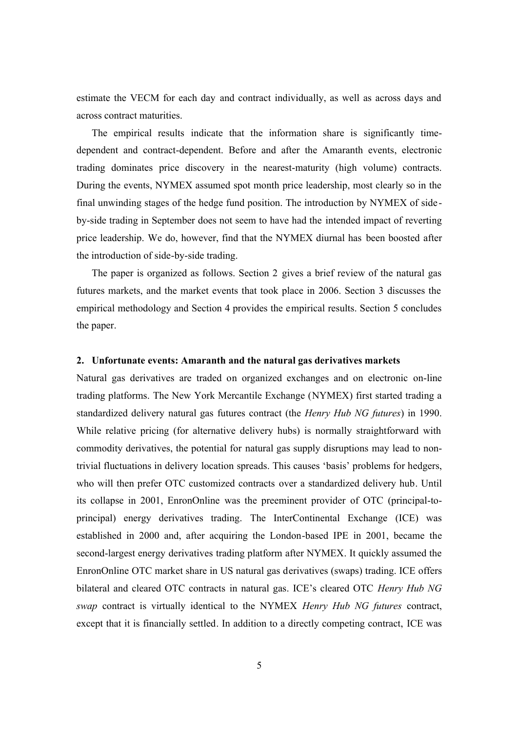estimate the VECM for each day and contract individually, as well as across days and across contract maturities.

The empirical results indicate that the information share is significantly time-dependent and contract-dependent. Before and after the Amaranth events, electronic trading dominates price discovery in the nearest-maturity (high volume) contracts. During the events, NYMEX assumed spot month price leadership, most clearly so in the final unwinding stages of the hedge fund position. The introduction by NYMEX of side-by-side trading in September does not seem to have had the intended impact of reverting price leadership. We do, however, find that the NYMEX diurnal has been boosted after the introduction of side-by-side trading.

The paper is organized as follows. Section 2 gives a brief review of the natural gas futures markets, and the market events that took place in 2006. Section 3 discusses the empirical methodology and Section 4 provides the empirical results. Section 5 concludes the paper.

## 2. Unfortunate events: Amaranth and the natural gas derivatives markets

Natural gas derivatives are traded on organized exchanges and on electronic on-line trading platforms. The New York Mercantile Exchange (NYMEX) first started trading a standardized delivery natural gas futures contract (the *Henry Hub NG futures*) in 1990. While relative pricing (for alternative delivery hubs) is normally straightforward with commodity derivatives, the potential for natural gas supply disruptions may lead to non-trivial fluctuations in delivery location spreads. This causes 'basis' problems for hedgers, who will then prefer OTC customized contracts over a standardized delivery hub. Until its collapse in 2001, EnronOnline was the preeminent provider of OTC (principal-to-principal) energy derivatives trading. The InterContinental Exchange (ICE) was established in 2000 and, after acquiring the London-based IPE in 2001, became the second-largest energy derivatives trading platform after NYMEX. It quickly assumed the EnronOnline OTC market share in US natural gas derivatives (swaps) trading. ICE offers bilateral and cleared OTC contracts in natural gas. ICE's cleared OTC *Henry Hub NG swap* contract is virtually identical to the NYMEX *Henry Hub NG futures* contract, except that it is financially settled. In addition to a directly competing contract, ICE was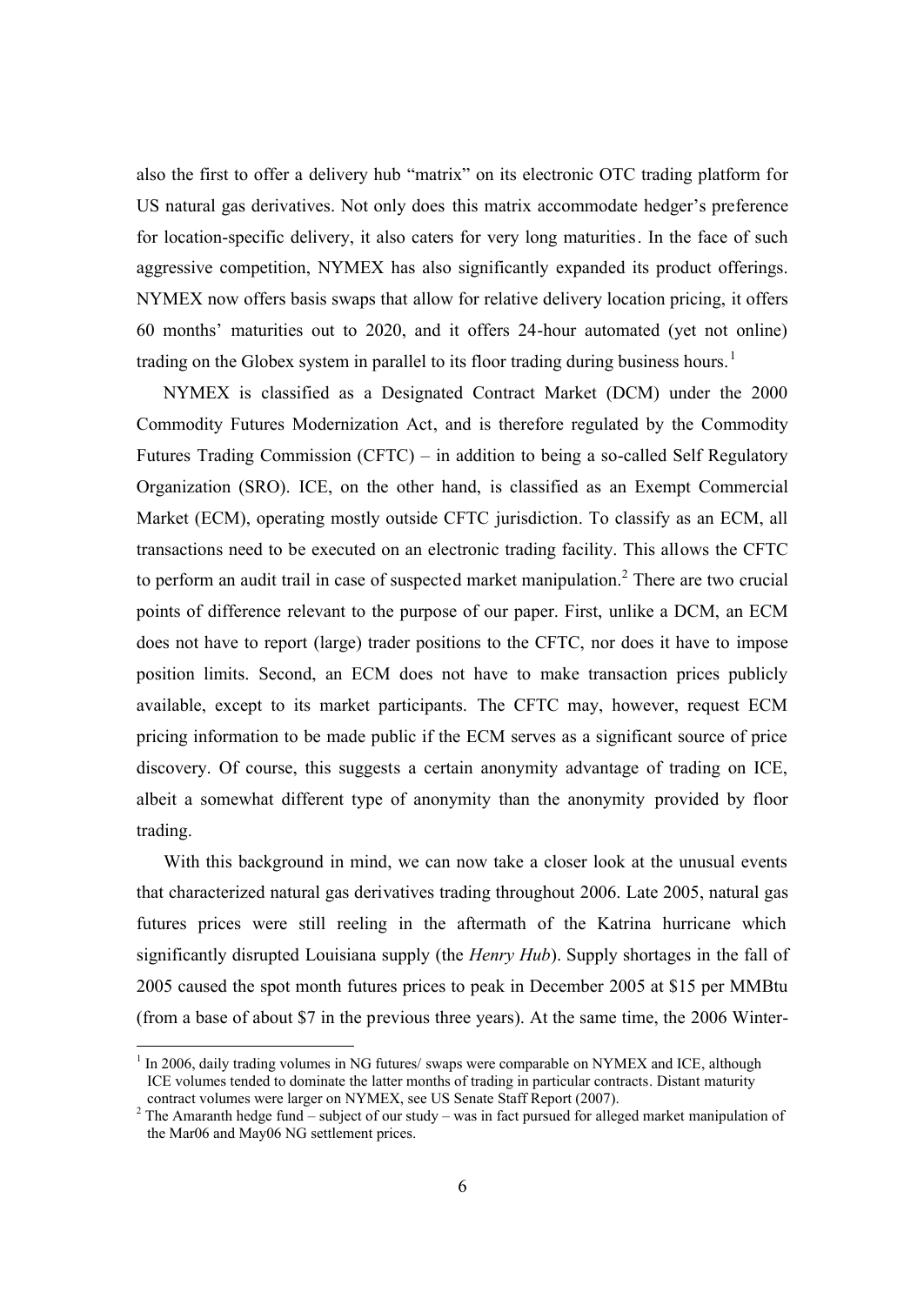also the first to offer a delivery hub "matrix" on its electronic OTC trading platform for US natural gas derivatives. Not only does this matrix accommodate hedger's preference for location-specific delivery, it also caters for very long maturities. In the face of such aggressive competition, NYMEX has also significantly expanded its product offerings. NYMEX now offers basis swaps that allow for relative delivery location pricing, it offers 60 months' maturities out to 2020, and it offers 24-hour automated (yet not online) trading on the Globex system in parallel to its floor trading during business hours.[1]

NYMEX is classified as a Designated Contract Market (DCM) under the 2000 Commodity Futures Modernization Act, and is therefore regulated by the Commodity Futures Trading Commission (CFTC) – in addition to being a so-called Self Regulatory Organization (SRO). ICE, on the other hand, is classified as an Exempt Commercial Market (ECM), operating mostly outside CFTC jurisdiction. To classify as an ECM, all transactions need to be executed on an electronic trading facility. This allows the CFTC to perform an audit trail in case of suspected market manipulation.[2] There are two crucial points of difference relevant to the purpose of our paper. First, unlike a DCM, an ECM does not have to report (large) trader positions to the CFTC, nor does it have to impose position limits. Second, an ECM does not have to make transaction prices publicly available, except to its market participants. The CFTC may, however, request ECM pricing information to be made public if the ECM serves as a significant source of price discovery. Of course, this suggests a certain anonymity advantage of trading on ICE, albeit a somewhat different type of anonymity than the anonymity provided by floor trading.

With this background in mind, we can now take a closer look at the unusual events that characterized natural gas derivatives trading throughout 2006. Late 2005, natural gas futures prices were still reeling in the aftermath of the Katrina hurricane which significantly disrupted Louisiana supply (the *Henry Hub*). Supply shortages in the fall of 2005 caused the spot month futures prices to peak in December 2005 at \$15 per MMBtu (from a base of about \$7 in the previous three years). At the same time, the 2006 Winter-

---

[1] In 2006, daily trading volumes in NG futures/ swaps were comparable on NYMEX and ICE, although ICE volumes tended to dominate the latter months of trading in particular contracts. Distant maturity contract volumes were larger on NYMEX, see US Senate Staff Report (2007).

[2] The Amaranth hedge fund – subject of our study – was in fact pursued for alleged market manipulation of the Mar06 and May06 NG settlement prices.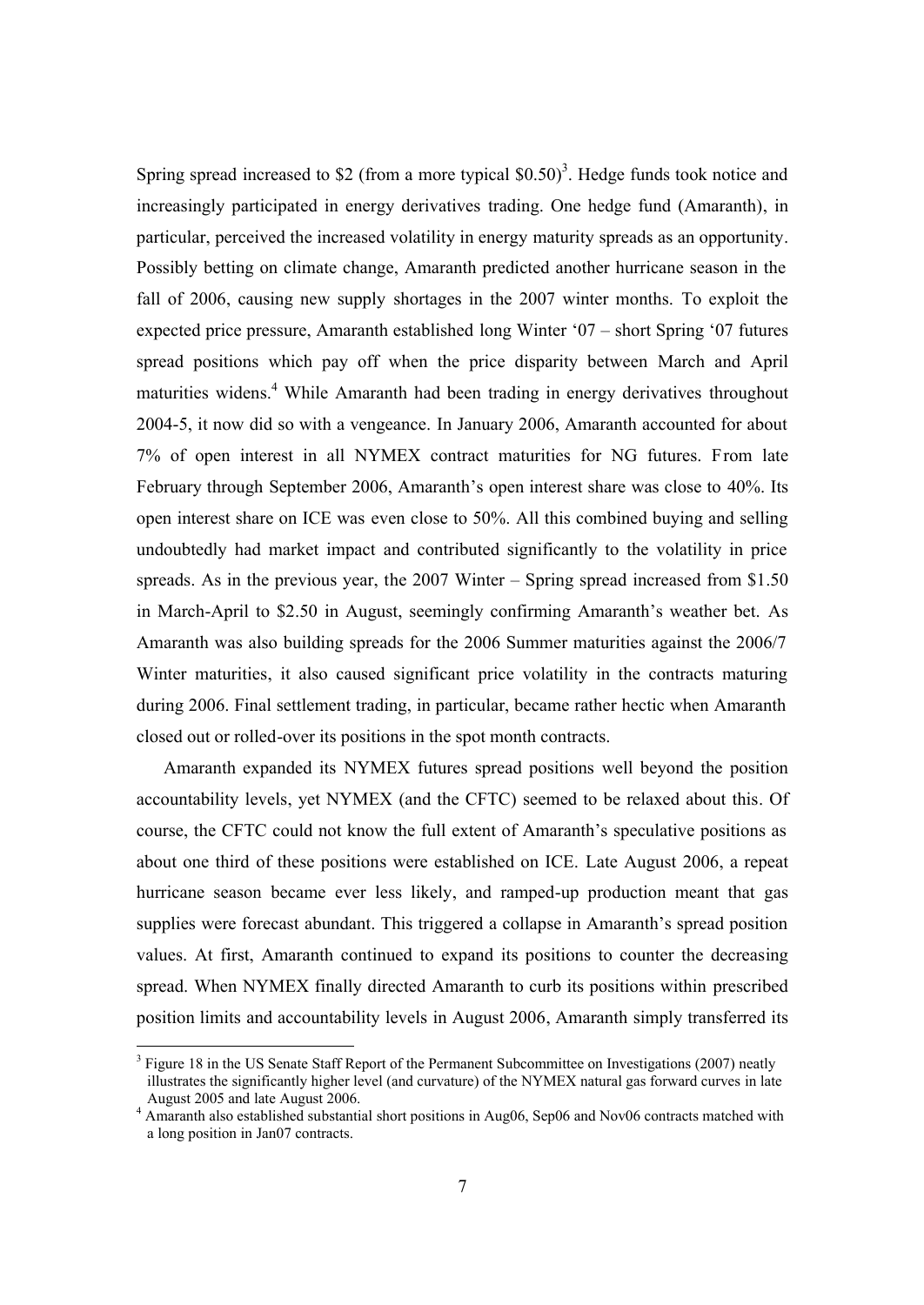Spring spread increased to $2 (from a more typical $0.50)[3]. Hedge funds took notice and increasingly participated in energy derivatives trading. One hedge fund (Amaranth), in particular, perceived the increased volatility in energy maturity spreads as an opportunity. Possibly betting on climate change, Amaranth predicted another hurricane season in the fall of 2006, causing new supply shortages in the 2007 winter months. To exploit the expected price pressure, Amaranth established long Winter '07 – short Spring '07 futures spread positions which pay off when the price disparity between March and April maturities widens.[4] While Amaranth had been trading in energy derivatives throughout 2004-5, it now did so with a vengeance. In January 2006, Amaranth accounted for about 7% of open interest in all NYMEX contract maturities for NG futures. From late February through September 2006, Amaranth's open interest share was close to 40%. Its open interest share on ICE was even close to 50%. All this combined buying and selling undoubtedly had market impact and contributed significantly to the volatility in price spreads. As in the previous year, the 2007 Winter – Spring spread increased from $1.50 in March-April to $2.50 in August, seemingly confirming Amaranth's weather bet. As Amaranth was also building spreads for the 2006 Summer maturities against the 2006/7 Winter maturities, it also caused significant price volatility in the contracts maturing during 2006. Final settlement trading, in particular, became rather hectic when Amaranth closed out or rolled-over its positions in the spot month contracts.

Amaranth expanded its NYMEX futures spread positions well beyond the position accountability levels, yet NYMEX (and the CFTC) seemed to be relaxed about this. Of course, the CFTC could not know the full extent of Amaranth's speculative positions as about one third of these positions were established on ICE. Late August 2006, a repeat hurricane season became ever less likely, and ramped-up production meant that gas supplies were forecast abundant. This triggered a collapse in Amaranth's spread position values. At first, Amaranth continued to expand its positions to counter the decreasing spread. When NYMEX finally directed Amaranth to curb its positions within prescribed position limits and accountability levels in August 2006, Amaranth simply transferred its

---

[3] Figure 18 in the US Senate Staff Report of the Permanent Subcommittee on Investigations (2007) neatly illustrates the significantly higher level (and curvature) of the NYMEX natural gas forward curves in late August 2005 and late August 2006.

[4] Amaranth also established substantial short positions in Aug06, Sep06 and Nov06 contracts matched with a long position in Jan07 contracts.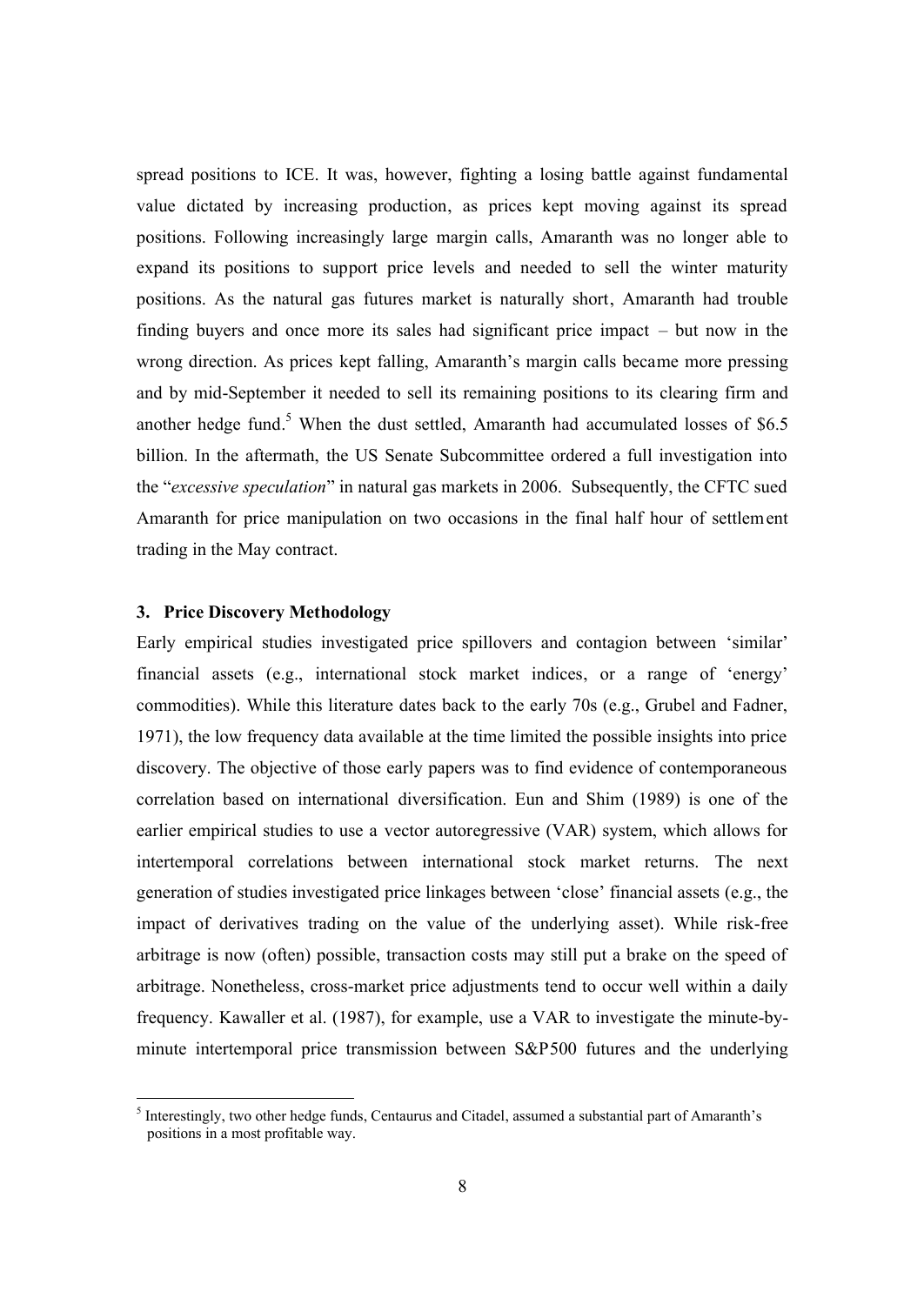spread positions to ICE. It was, however, fighting a losing battle against fundamental value dictated by increasing production, as prices kept moving against its spread positions. Following increasingly large margin calls, Amaranth was no longer able to expand its positions to support price levels and needed to sell the winter maturity positions. As the natural gas futures market is naturally short, Amaranth had trouble finding buyers and once more its sales had significant price impact – but now in the wrong direction. As prices kept falling, Amaranth's margin calls became more pressing and by mid-September it needed to sell its remaining positions to its clearing firm and another hedge fund.[5] When the dust settled, Amaranth had accumulated losses of \$6.5 billion. In the aftermath, the US Senate Subcommittee ordered a full investigation into the "*excessive speculation*" in natural gas markets in 2006. Subsequently, the CFTC sued Amaranth for price manipulation on two occasions in the final half hour of settlement trading in the May contract.

### 3. Price Discovery Methodology

Early empirical studies investigated price spillovers and contagion between 'similar' financial assets (e.g., international stock market indices, or a range of 'energy' commodities). While this literature dates back to the early 70s (e.g., Grubel and Fadner, 1971), the low frequency data available at the time limited the possible insights into price discovery. The objective of those early papers was to find evidence of contemporaneous correlation based on international diversification. Eun and Shim (1989) is one of the earlier empirical studies to use a vector autoregressive (VAR) system, which allows for intertemporal correlations between international stock market returns. The next generation of studies investigated price linkages between 'close' financial assets (e.g., the impact of derivatives trading on the value of the underlying asset). While risk-free arbitrage is now (often) possible, transaction costs may still put a brake on the speed of arbitrage. Nonetheless, cross-market price adjustments tend to occur well within a daily frequency. Kawaller et al. (1987), for example, use a VAR to investigate the minute-by-minute intertemporal price transmission between S&P500 futures and the underlying

[5] Interestingly, two other hedge funds, Centaurus and Citadel, assumed a substantial part of Amaranth's positions in a most profitable way.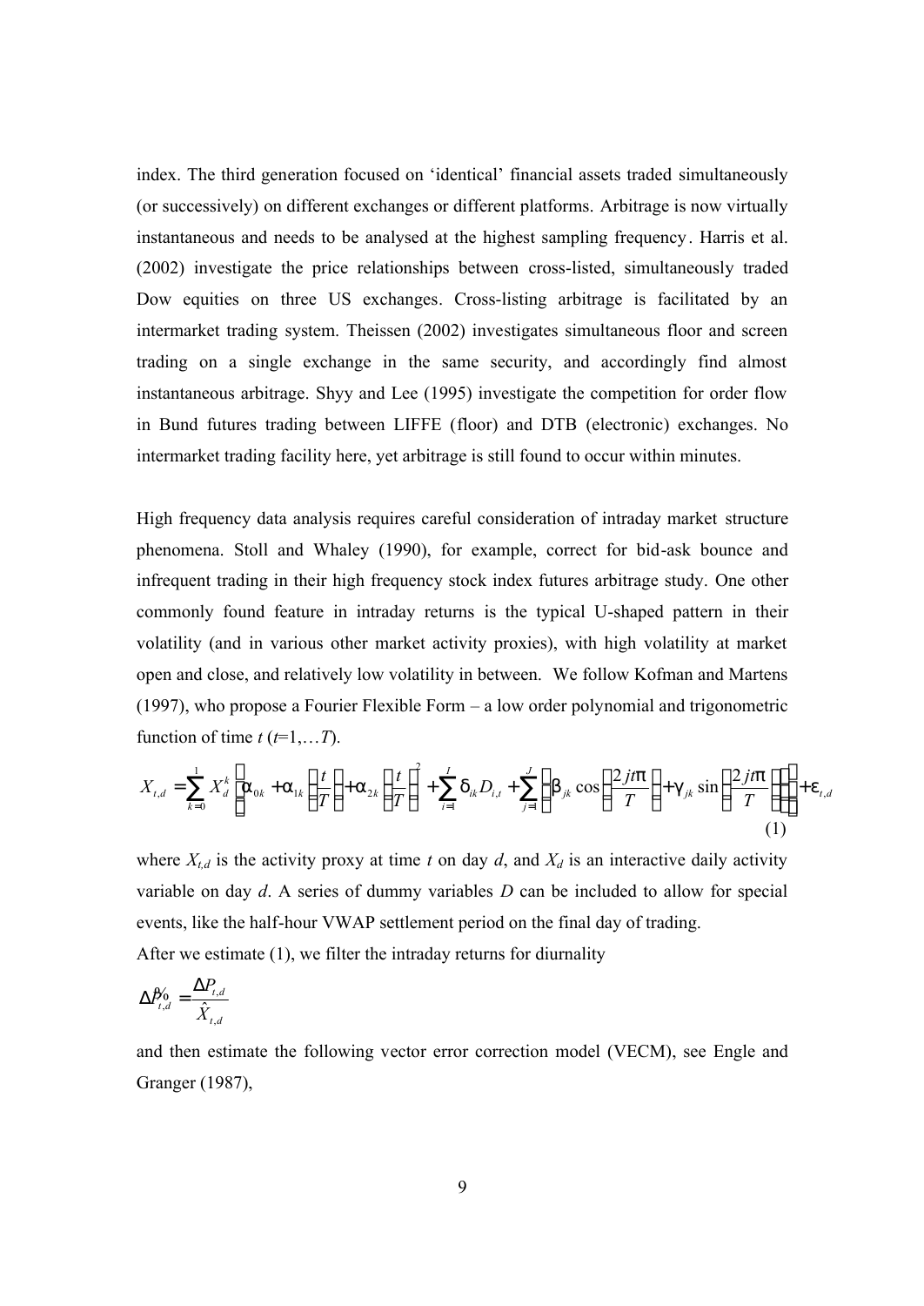index. The third generation focused on 'identical' financial assets traded simultaneously (or successively) on different exchanges or different platforms. Arbitrage is now virtually instantaneous and needs to be analysed at the highest sampling frequency. Harris et al. (2002) investigate the price relationships between cross-listed, simultaneously traded Dow equities on three US exchanges. Cross-listing arbitrage is facilitated by an intermarket trading system. Theissen (2002) investigates simultaneous floor and screen trading on a single exchange in the same security, and accordingly find almost instantaneous arbitrage. Shyy and Lee (1995) investigate the competition for order flow in Bund futures trading between LIFFE (floor) and DTB (electronic) exchanges. No intermarket trading facility here, yet arbitrage is still found to occur within minutes.

High frequency data analysis requires careful consideration of intraday market structure phenomena. Stoll and Whaley (1990), for example, correct for bid-ask bounce and infrequent trading in their high frequency stock index futures arbitrage study. One other commonly found feature in intraday returns is the typical U-shaped pattern in their volatility (and in various other market activity proxies), with high volatility at market open and close, and relatively low volatility in between. We follow Kofman and Martens (1997), who propose a Fourier Flexible Form – a low order polynomial and trigonometric function of time $t$ ($t$=1,…$T$).

$$X_{t,d} = \sum_{k=0}^{1} X_d^k \left[ \alpha_{0k} + \alpha_{1k}\left(\frac{t}{T}\right) + \alpha_{2k}\left(\frac{t}{T}\right)^2 + \sum_{i=1}^{I} \delta_{ik} D_{i,t} + \sum_{j=1}^{J}\left( \beta_{jk}\cos\left(\frac{2jt\pi}{T}\right) + \gamma_{jk}\sin\left(\frac{2jt\pi}{T}\right)\right)\right] + \varepsilon_{t,d} \tag{1}$$

where $X_{t,d}$ is the activity proxy at time $t$ on day $d$, and $X_d$ is an interactive daily activity variable on day $d$. A series of dummy variables $D$ can be included to allow for special events, like the half-hour VWAP settlement period on the final day of trading.

After we estimate (1), we filter the intraday returns for diurnality

$$\Delta \tilde{P}_{t,d} = \frac{\Delta P_{t,d}}{\hat{X}_{t,d}}$$

and then estimate the following vector error correction model (VECM), see Engle and Granger (1987),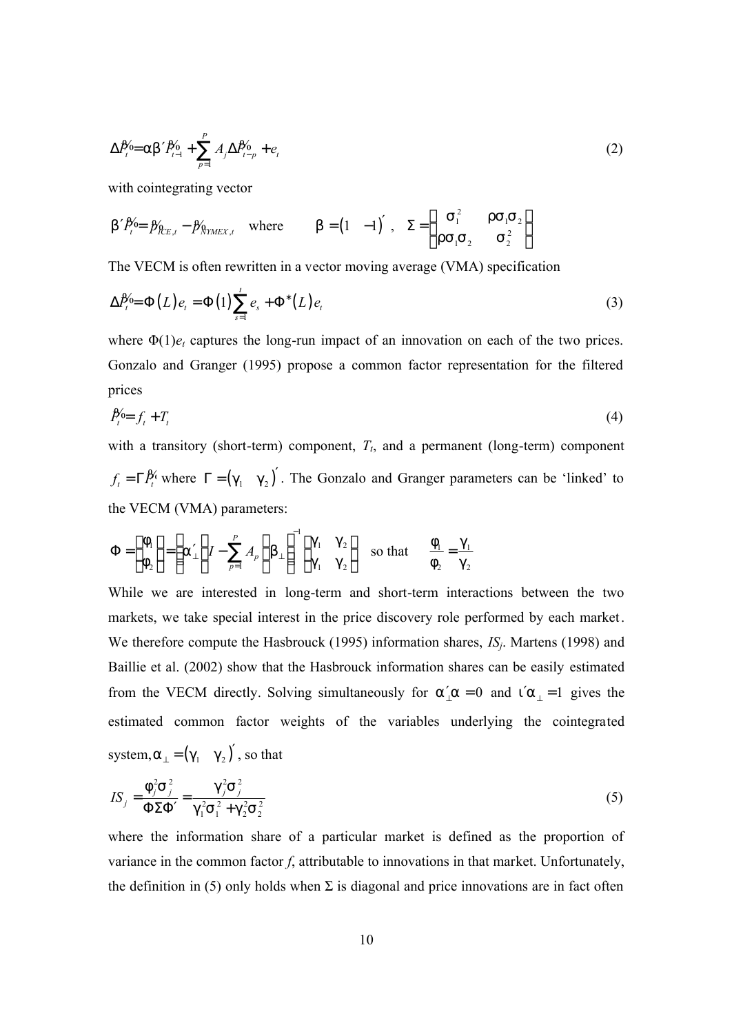$$\Delta \tilde{P}_t = \alpha \beta' \tilde{P}_{t-1} + \sum_{p=1}^{P} A_j \Delta \tilde{P}_{t-p} + e_t \tag{2}$$

with cointegrating vector

$$\beta' \tilde{P}_t = \tilde{P}_{ICE,t} - \tilde{P}_{NYMEX,t} \quad \text{where} \quad \beta = \begin{pmatrix} 1 & -1 \end{pmatrix}', \quad \Sigma = \begin{pmatrix} \sigma_1^2 & \rho\sigma_1\sigma_2 \\ \rho\sigma_1\sigma_2 & \sigma_2^2 \end{pmatrix}$$

The VECM is often rewritten in a vector moving average (VMA) specification

$$\Delta \tilde{P}_t = \Phi(L) e_t = \Phi(1) \sum_{s=1}^{t} e_s + \Phi^*(L) e_t \tag{3}$$

where $\Phi(1)e_t$ captures the long-run impact of an innovation on each of the two prices. Gonzalo and Granger (1995) propose a common factor representation for the filtered prices

$$\tilde{P}_t = f_t + T_t \tag{4}$$

with a transitory (short-term) component, $T_t$, and a permanent (long-term) component $f_t = \Gamma \tilde{P}_t$ where $\Gamma = \begin{pmatrix} \gamma_1 & \gamma_2 \end{pmatrix}'$. The Gonzalo and Granger parameters can be 'linked' to the VECM (VMA) parameters:

$$\Phi = \begin{pmatrix} \phi_1 \\ \phi_2 \end{pmatrix} = \left[ \alpha_\perp' \left( I - \sum_{p=1}^{P} A_p \right) \beta_\perp \right]^{-1} \begin{bmatrix} \gamma_1 & \gamma_2 \\ \gamma_1 & \gamma_2 \end{bmatrix} \quad \text{so that} \quad \frac{\phi_1}{\phi_2} = \frac{\gamma_1}{\gamma_2}$$

While we are interested in long-term and short-term interactions between the two markets, we take special interest in the price discovery role performed by each market. We therefore compute the Hasbrouck (1995) information shares, $IS_j$. Martens (1998) and Baillie et al. (2002) show that the Hasbrouck information shares can be easily estimated from the VECM directly. Solving simultaneously for $\alpha_\perp' \alpha = 0$ and $\iota' \alpha_\perp = 1$ gives the estimated common factor weights of the variables underlying the cointegrated system, $\alpha_\perp = \begin{pmatrix} \gamma_1 & \gamma_2 \end{pmatrix}'$, so that

$$IS_j = \frac{\phi_j^2 \sigma_j^2}{\Phi \Sigma \Phi'} = \frac{\gamma_j^2 \sigma_j^2}{\gamma_1^2 \sigma_1^2 + \gamma_2^2 \sigma_2^2} \tag{5}$$

where the information share of a particular market is defined as the proportion of variance in the common factor $f$, attributable to innovations in that market. Unfortunately, the definition in (5) only holds when $\Sigma$ is diagonal and price innovations are in fact often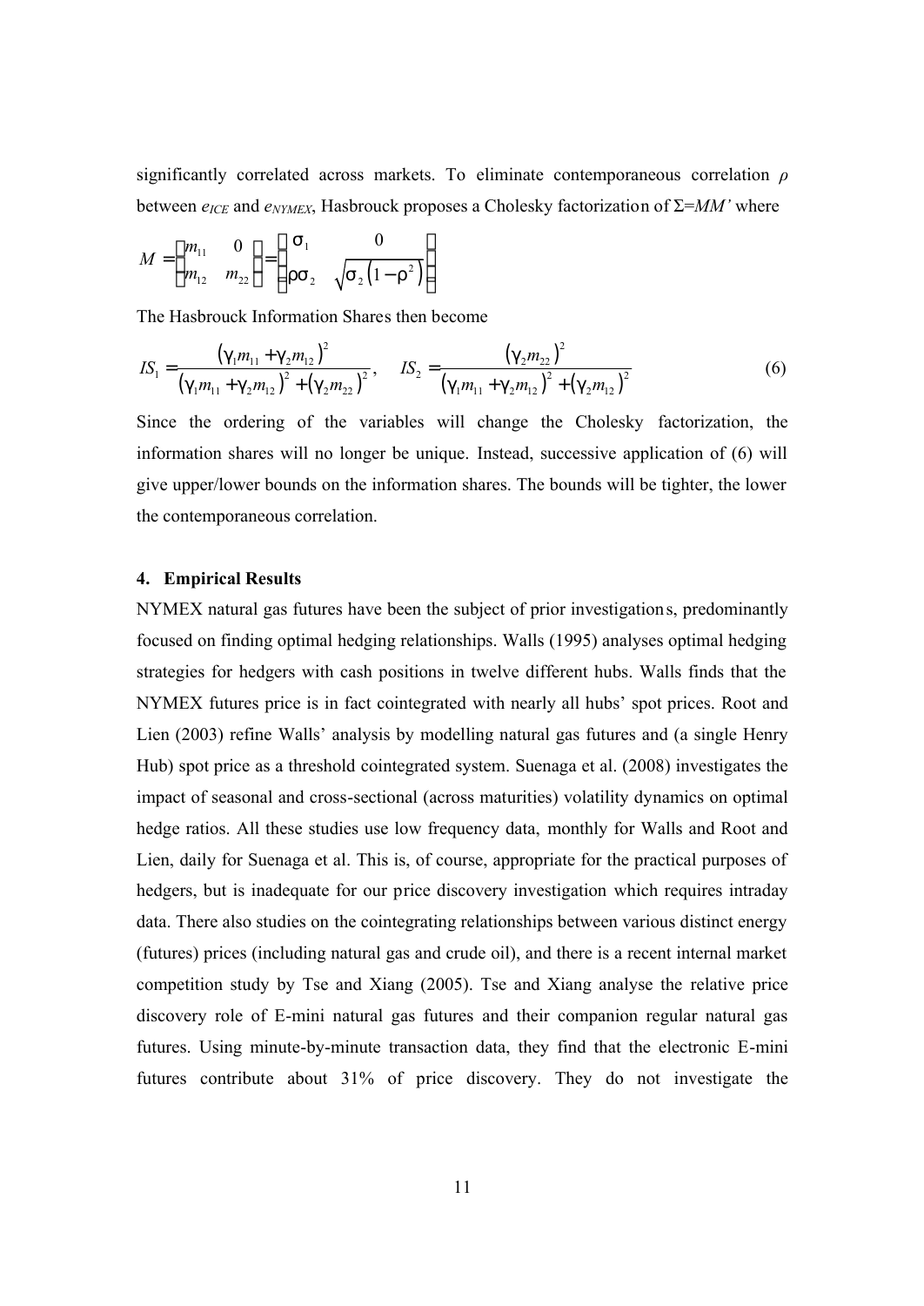significantly correlated across markets. To eliminate contemporaneous correlation $\rho$ between $e_{ICE}$ and $e_{NYMEX}$, Hasbrouck proposes a Cholesky factorization of $\Sigma = MM'$ where

$$M = \begin{pmatrix} m_{11} & 0 \\ m_{12} & m_{22} \end{pmatrix} = \begin{pmatrix} \sigma_1 & 0 \\ \rho\sigma_2 & \sqrt{\sigma_2\left(1-\rho^2\right)} \end{pmatrix}$$

The Hasbrouck Information Shares then become

$$IS_1 = \frac{\left(\gamma_1 m_{11} + \gamma_2 m_{12}\right)^2}{\left(\gamma_1 m_{11} + \gamma_2 m_{12}\right)^2 + \left(\gamma_2 m_{22}\right)^2}, \quad IS_2 = \frac{\left(\gamma_2 m_{22}\right)^2}{\left(\gamma_1 m_{11} + \gamma_2 m_{12}\right)^2 + \left(\gamma_2 m_{12}\right)^2} \tag{6}$$

Since the ordering of the variables will change the Cholesky factorization, the information shares will no longer be unique. Instead, successive application of (6) will give upper/lower bounds on the information shares. The bounds will be tighter, the lower the contemporaneous correlation.

## 4. Empirical Results

NYMEX natural gas futures have been the subject of prior investigations, predominantly focused on finding optimal hedging relationships. Walls (1995) analyses optimal hedging strategies for hedgers with cash positions in twelve different hubs. Walls finds that the NYMEX futures price is in fact cointegrated with nearly all hubs' spot prices. Root and Lien (2003) refine Walls' analysis by modelling natural gas futures and (a single Henry Hub) spot price as a threshold cointegrated system. Suenaga et al. (2008) investigates the impact of seasonal and cross-sectional (across maturities) volatility dynamics on optimal hedge ratios. All these studies use low frequency data, monthly for Walls and Root and Lien, daily for Suenaga et al. This is, of course, appropriate for the practical purposes of hedgers, but is inadequate for our price discovery investigation which requires intraday data. There also studies on the cointegrating relationships between various distinct energy (futures) prices (including natural gas and crude oil), and there is a recent internal market competition study by Tse and Xiang (2005). Tse and Xiang analyse the relative price discovery role of E-mini natural gas futures and their companion regular natural gas futures. Using minute-by-minute transaction data, they find that the electronic E-mini futures contribute about 31% of price discovery. They do not investigate the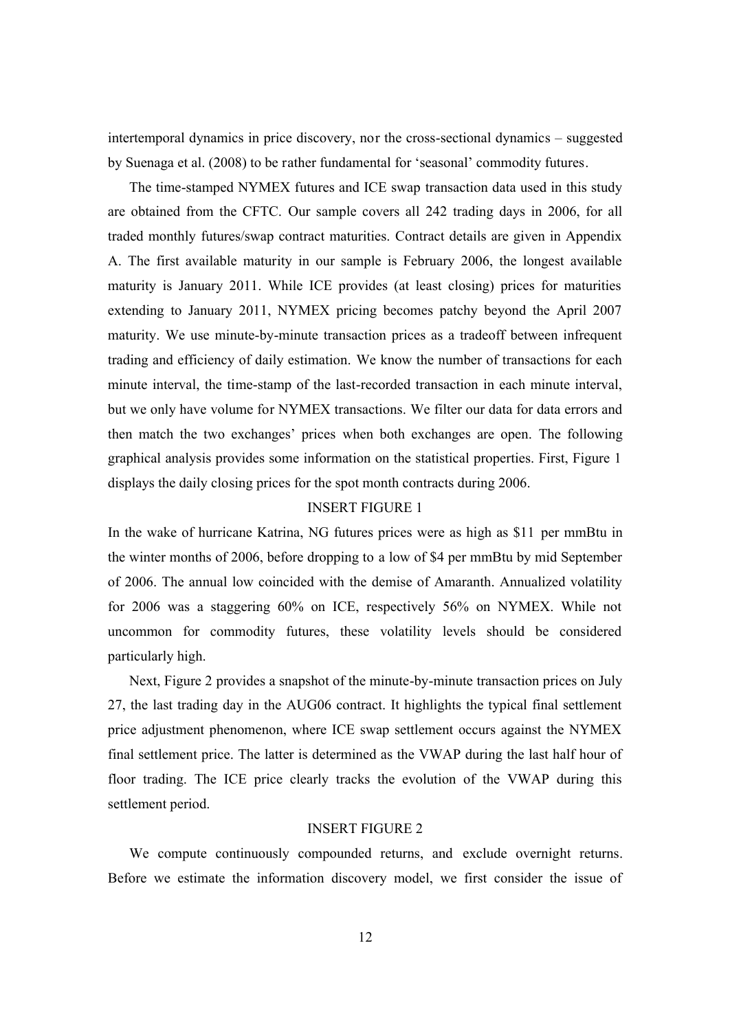intertemporal dynamics in price discovery, nor the cross-sectional dynamics – suggested by Suenaga et al. (2008) to be rather fundamental for 'seasonal' commodity futures.

The time-stamped NYMEX futures and ICE swap transaction data used in this study are obtained from the CFTC. Our sample covers all 242 trading days in 2006, for all traded monthly futures/swap contract maturities. Contract details are given in Appendix A. The first available maturity in our sample is February 2006, the longest available maturity is January 2011. While ICE provides (at least closing) prices for maturities extending to January 2011, NYMEX pricing becomes patchy beyond the April 2007 maturity. We use minute-by-minute transaction prices as a tradeoff between infrequent trading and efficiency of daily estimation. We know the number of transactions for each minute interval, the time-stamp of the last-recorded transaction in each minute interval, but we only have volume for NYMEX transactions. We filter our data for data errors and then match the two exchanges' prices when both exchanges are open. The following graphical analysis provides some information on the statistical properties. First, Figure 1 displays the daily closing prices for the spot month contracts during 2006.

INSERT FIGURE 1

In the wake of hurricane Katrina, NG futures prices were as high as \$11 per mmBtu in the winter months of 2006, before dropping to a low of \$4 per mmBtu by mid September of 2006. The annual low coincided with the demise of Amaranth. Annualized volatility for 2006 was a staggering 60% on ICE, respectively 56% on NYMEX. While not uncommon for commodity futures, these volatility levels should be considered particularly high.

Next, Figure 2 provides a snapshot of the minute-by-minute transaction prices on July 27, the last trading day in the AUG06 contract. It highlights the typical final settlement price adjustment phenomenon, where ICE swap settlement occurs against the NYMEX final settlement price. The latter is determined as the VWAP during the last half hour of floor trading. The ICE price clearly tracks the evolution of the VWAP during this settlement period.

INSERT FIGURE 2

We compute continuously compounded returns, and exclude overnight returns. Before we estimate the information discovery model, we first consider the issue of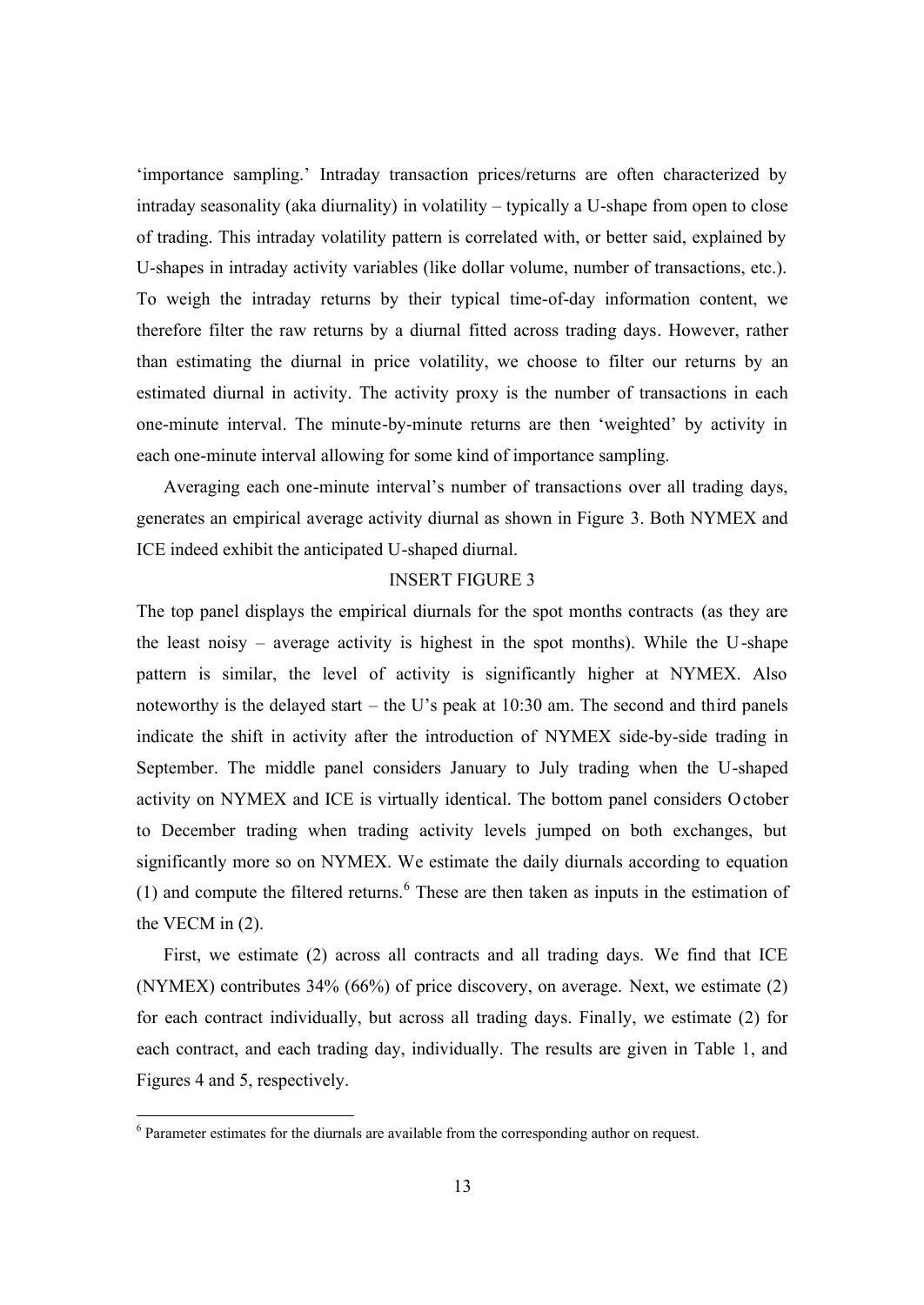'importance sampling.' Intraday transaction prices/returns are often characterized by intraday seasonality (aka diurnality) in volatility – typically a U-shape from open to close of trading. This intraday volatility pattern is correlated with, or better said, explained by U-shapes in intraday activity variables (like dollar volume, number of transactions, etc.). To weigh the intraday returns by their typical time-of-day information content, we therefore filter the raw returns by a diurnal fitted across trading days. However, rather than estimating the diurnal in price volatility, we choose to filter our returns by an estimated diurnal in activity. The activity proxy is the number of transactions in each one-minute interval. The minute-by-minute returns are then 'weighted' by activity in each one-minute interval allowing for some kind of importance sampling.

Averaging each one-minute interval's number of transactions over all trading days, generates an empirical average activity diurnal as shown in Figure 3. Both NYMEX and ICE indeed exhibit the anticipated U-shaped diurnal.

INSERT FIGURE 3

The top panel displays the empirical diurnals for the spot months contracts (as they are the least noisy – average activity is highest in the spot months). While the U-shape pattern is similar, the level of activity is significantly higher at NYMEX. Also noteworthy is the delayed start – the U's peak at 10:30 am. The second and third panels indicate the shift in activity after the introduction of NYMEX side-by-side trading in September. The middle panel considers January to July trading when the U-shaped activity on NYMEX and ICE is virtually identical. The bottom panel considers October to December trading when trading activity levels jumped on both exchanges, but significantly more so on NYMEX. We estimate the daily diurnals according to equation (1) and compute the filtered returns.[6] These are then taken as inputs in the estimation of the VECM in (2).

First, we estimate (2) across all contracts and all trading days. We find that ICE (NYMEX) contributes 34% (66%) of price discovery, on average. Next, we estimate (2) for each contract individually, but across all trading days. Finally, we estimate (2) for each contract, and each trading day, individually. The results are given in Table 1, and Figures 4 and 5, respectively.

[6] Parameter estimates for the diurnals are available from the corresponding author on request.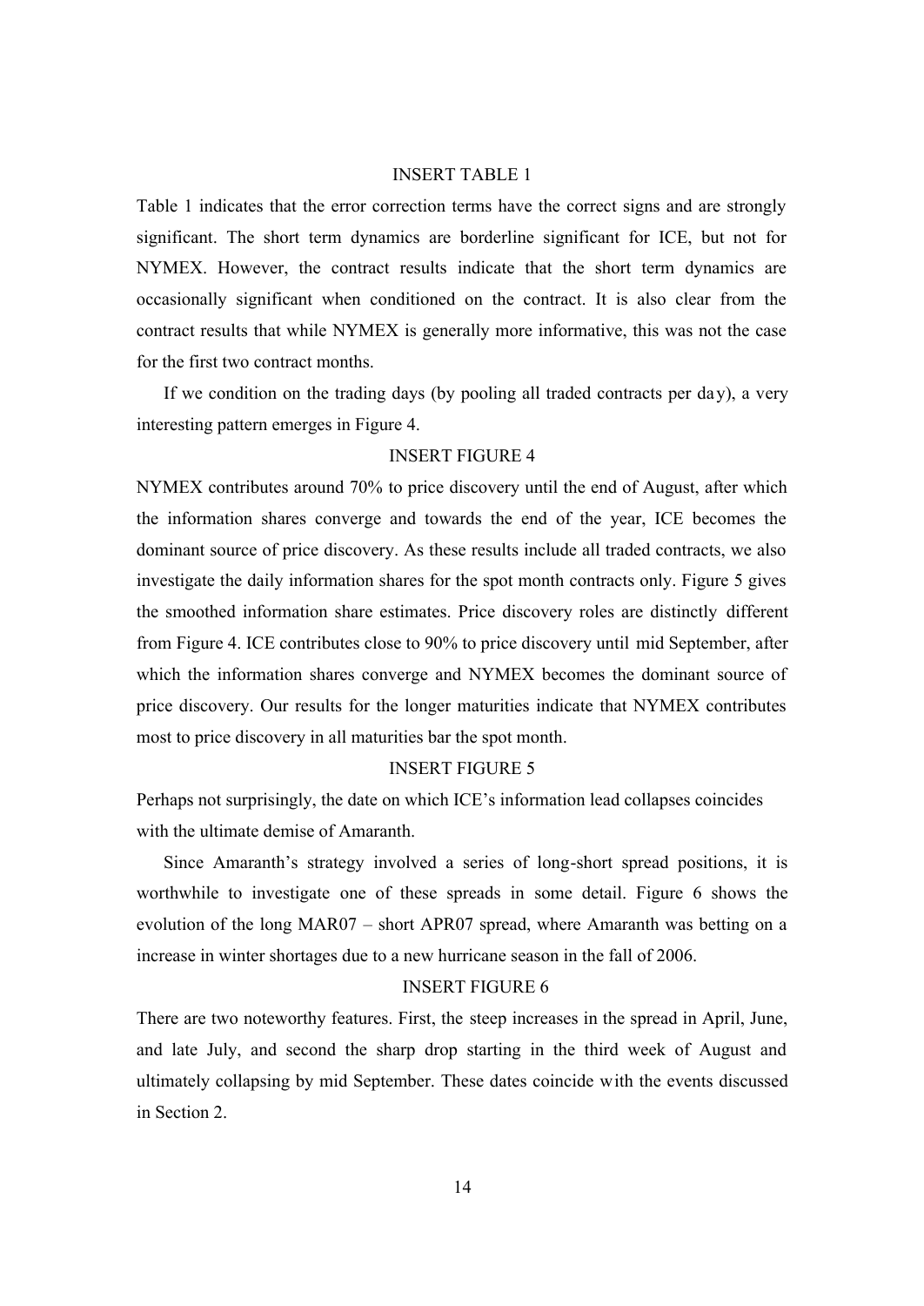INSERT TABLE 1

Table 1 indicates that the error correction terms have the correct signs and are strongly significant. The short term dynamics are borderline significant for ICE, but not for NYMEX. However, the contract results indicate that the short term dynamics are occasionally significant when conditioned on the contract. It is also clear from the contract results that while NYMEX is generally more informative, this was not the case for the first two contract months.

If we condition on the trading days (by pooling all traded contracts per day), a very interesting pattern emerges in Figure 4.

INSERT FIGURE 4

NYMEX contributes around 70% to price discovery until the end of August, after which the information shares converge and towards the end of the year, ICE becomes the dominant source of price discovery. As these results include all traded contracts, we also investigate the daily information shares for the spot month contracts only. Figure 5 gives the smoothed information share estimates. Price discovery roles are distinctly different from Figure 4. ICE contributes close to 90% to price discovery until mid September, after which the information shares converge and NYMEX becomes the dominant source of price discovery. Our results for the longer maturities indicate that NYMEX contributes most to price discovery in all maturities bar the spot month.

INSERT FIGURE 5

Perhaps not surprisingly, the date on which ICE's information lead collapses coincides with the ultimate demise of Amaranth.

Since Amaranth's strategy involved a series of long-short spread positions, it is worthwhile to investigate one of these spreads in some detail. Figure 6 shows the evolution of the long MAR07 – short APR07 spread, where Amaranth was betting on a increase in winter shortages due to a new hurricane season in the fall of 2006.

INSERT FIGURE 6

There are two noteworthy features. First, the steep increases in the spread in April, June, and late July, and second the sharp drop starting in the third week of August and ultimately collapsing by mid September. These dates coincide with the events discussed in Section 2.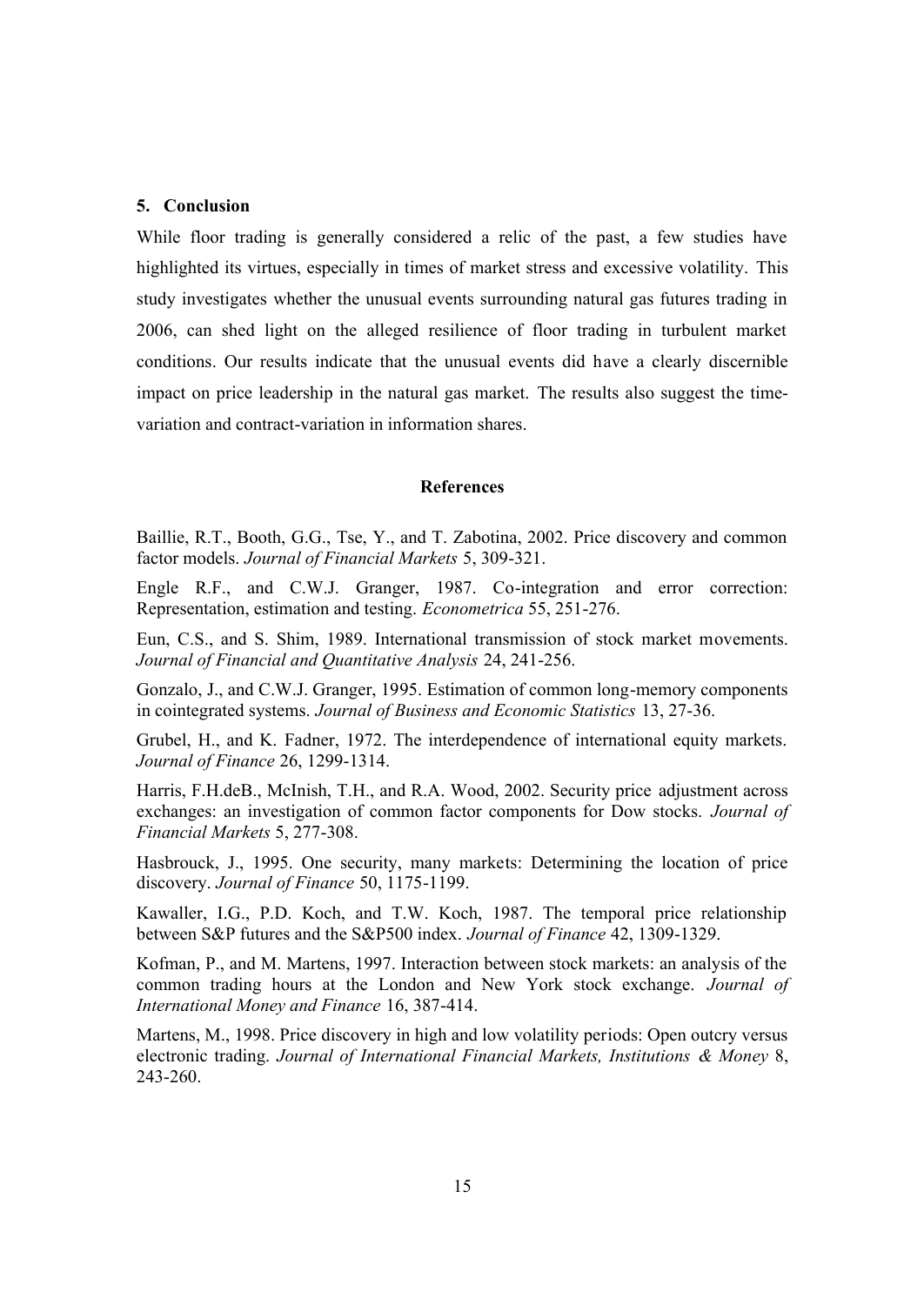## 5. Conclusion

While floor trading is generally considered a relic of the past, a few studies have highlighted its virtues, especially in times of market stress and excessive volatility. This study investigates whether the unusual events surrounding natural gas futures trading in 2006, can shed light on the alleged resilience of floor trading in turbulent market conditions. Our results indicate that the unusual events did have a clearly discernible impact on price leadership in the natural gas market. The results also suggest the time-variation and contract-variation in information shares.

## References

Baillie, R.T., Booth, G.G., Tse, Y., and T. Zabotina, 2002. Price discovery and common factor models. *Journal of Financial Markets* 5, 309-321.

Engle R.F., and C.W.J. Granger, 1987. Co-integration and error correction: Representation, estimation and testing. *Econometrica* 55, 251-276.

Eun, C.S., and S. Shim, 1989. International transmission of stock market movements. *Journal of Financial and Quantitative Analysis* 24, 241-256.

Gonzalo, J., and C.W.J. Granger, 1995. Estimation of common long-memory components in cointegrated systems. *Journal of Business and Economic Statistics* 13, 27-36.

Grubel, H., and K. Fadner, 1972. The interdependence of international equity markets. *Journal of Finance* 26, 1299-1314.

Harris, F.H.deB., McInish, T.H., and R.A. Wood, 2002. Security price adjustment across exchanges: an investigation of common factor components for Dow stocks. *Journal of Financial Markets* 5, 277-308.

Hasbrouck, J., 1995. One security, many markets: Determining the location of price discovery. *Journal of Finance* 50, 1175-1199.

Kawaller, I.G., P.D. Koch, and T.W. Koch, 1987. The temporal price relationship between S&P futures and the S&P500 index. *Journal of Finance* 42, 1309-1329.

Kofman, P., and M. Martens, 1997. Interaction between stock markets: an analysis of the common trading hours at the London and New York stock exchange. *Journal of International Money and Finance* 16, 387-414.

Martens, M., 1998. Price discovery in high and low volatility periods: Open outcry versus electronic trading. *Journal of International Financial Markets, Institutions & Money* 8, 243-260.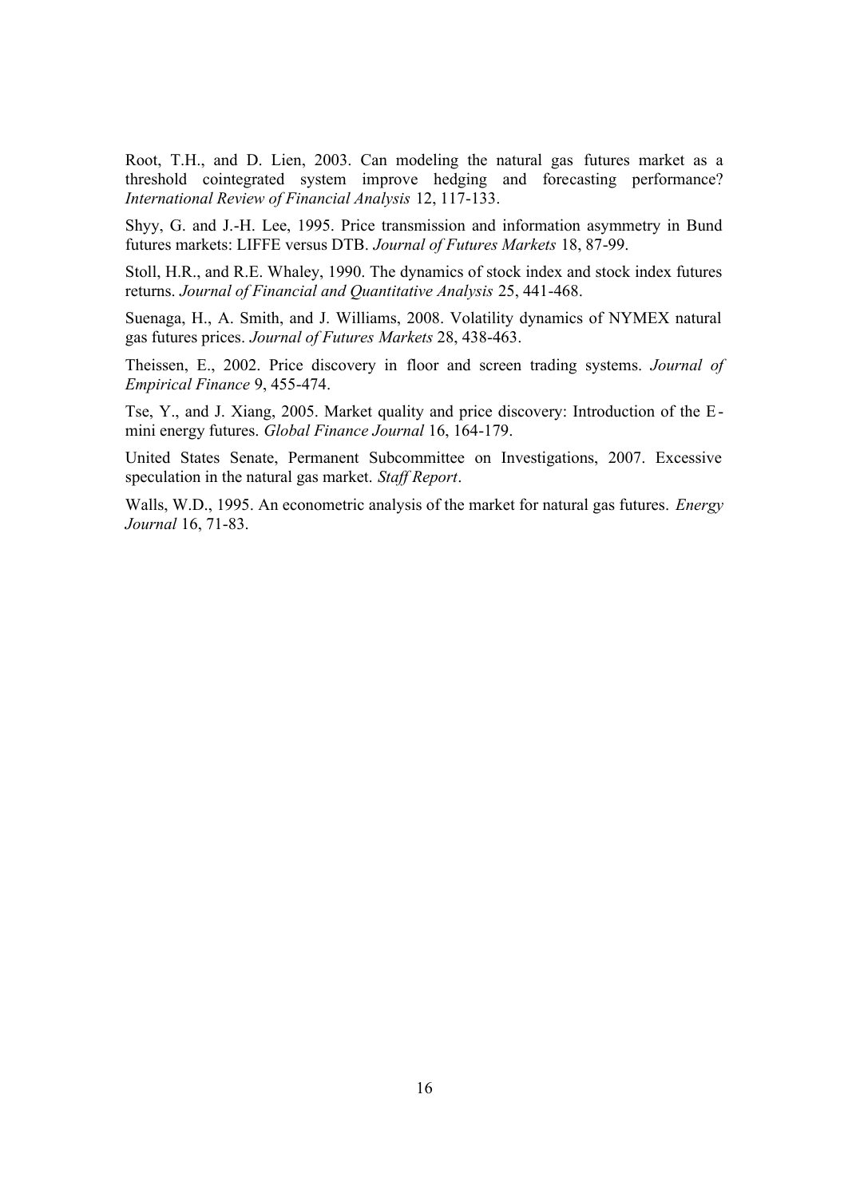Root, T.H., and D. Lien, 2003. Can modeling the natural gas futures market as a threshold cointegrated system improve hedging and forecasting performance? *International Review of Financial Analysis* 12, 117-133.

Shyy, G. and J.-H. Lee, 1995. Price transmission and information asymmetry in Bund futures markets: LIFFE versus DTB. *Journal of Futures Markets* 18, 87-99.

Stoll, H.R., and R.E. Whaley, 1990. The dynamics of stock index and stock index futures returns. *Journal of Financial and Quantitative Analysis* 25, 441-468.

Suenaga, H., A. Smith, and J. Williams, 2008. Volatility dynamics of NYMEX natural gas futures prices. *Journal of Futures Markets* 28, 438-463.

Theissen, E., 2002. Price discovery in floor and screen trading systems. *Journal of Empirical Finance* 9, 455-474.

Tse, Y., and J. Xiang, 2005. Market quality and price discovery: Introduction of the E-mini energy futures. *Global Finance Journal* 16, 164-179.

United States Senate, Permanent Subcommittee on Investigations, 2007. Excessive speculation in the natural gas market. *Staff Report*.

Walls, W.D., 1995. An econometric analysis of the market for natural gas futures. *Energy Journal* 16, 71-83.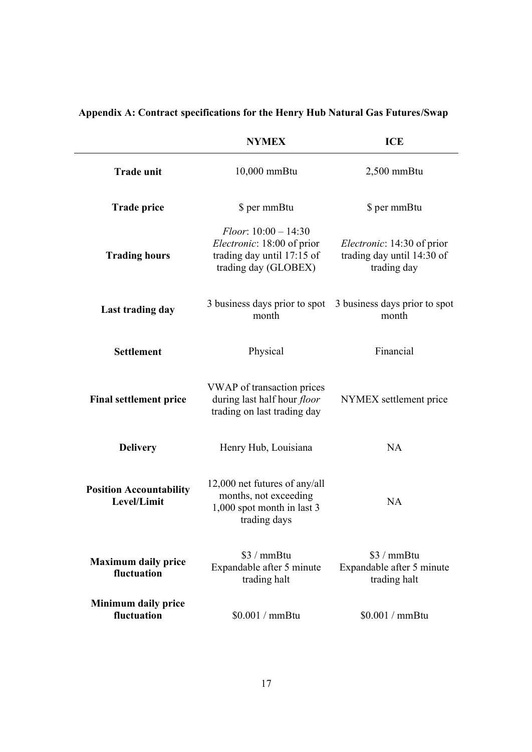**Appendix A: Contract specifications for the Henry Hub Natural Gas Futures/Swap**

| | NYMEX | ICE |
|---|---|---|
| **Trade unit** | 10,000 mmBtu | 2,500 mmBtu |
| **Trade price** | $ per mmBtu | $ per mmBtu |
| **Trading hours** | *Floor*: 10:00 – 14:30<br>*Electronic*: 18:00 of prior trading day until 17:15 of trading day (GLOBEX) | *Electronic*: 14:30 of prior trading day until 14:30 of trading day |
| **Last trading day** | 3 business days prior to spot month | 3 business days prior to spot month |
| **Settlement** | Physical | Financial |
| **Final settlement price** | VWAP of transaction prices during last half hour *floor* trading on last trading day | NYMEX settlement price |
| **Delivery** | Henry Hub, Louisiana | NA |
| **Position Accountability Level/Limit** | 12,000 net futures of any/all months, not exceeding 1,000 spot month in last 3 trading days | NA |
| **Maximum daily price fluctuation** | $3 / mmBtu<br>Expandable after 5 minute trading halt | $3 / mmBtu<br>Expandable after 5 minute trading halt |
| **Minimum daily price fluctuation** | $0.001 / mmBtu | $0.001 / mmBtu |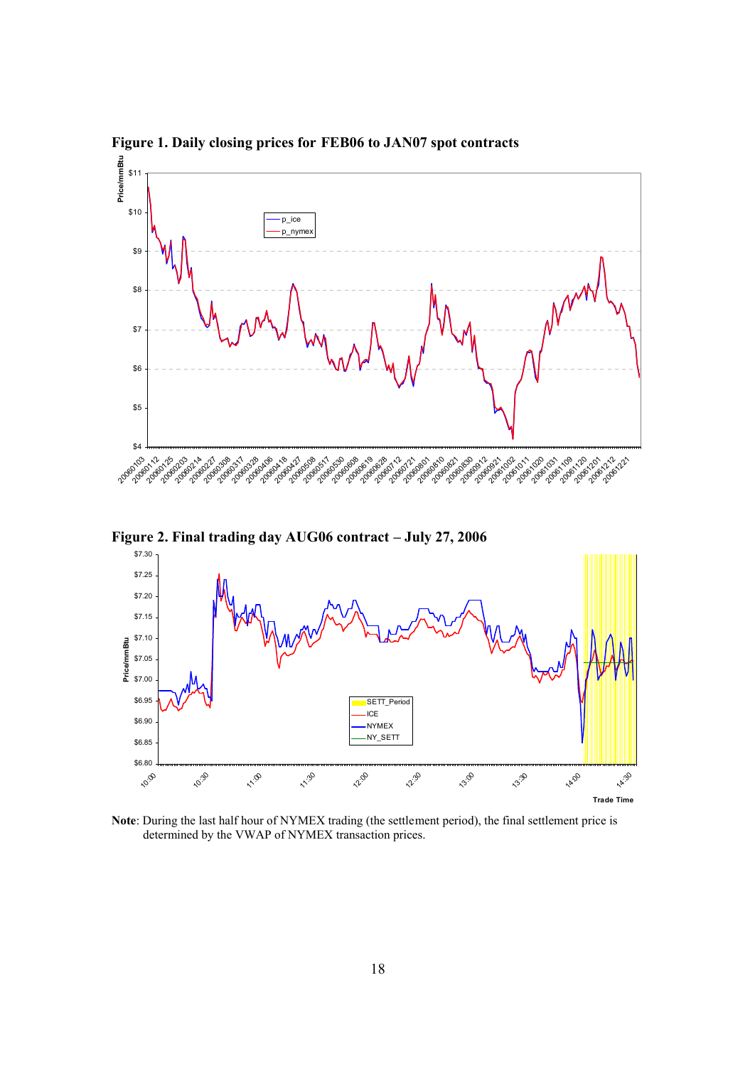**Figure 1. Daily closing prices for FEB06 to JAN07 spot contracts**

**Figure 2. Final trading day AUG06 contract – July 27, 2006**

**Note**: During the last half hour of NYMEX trading (the settlement period), the final settlement price is determined by the VWAP of NYMEX transaction prices.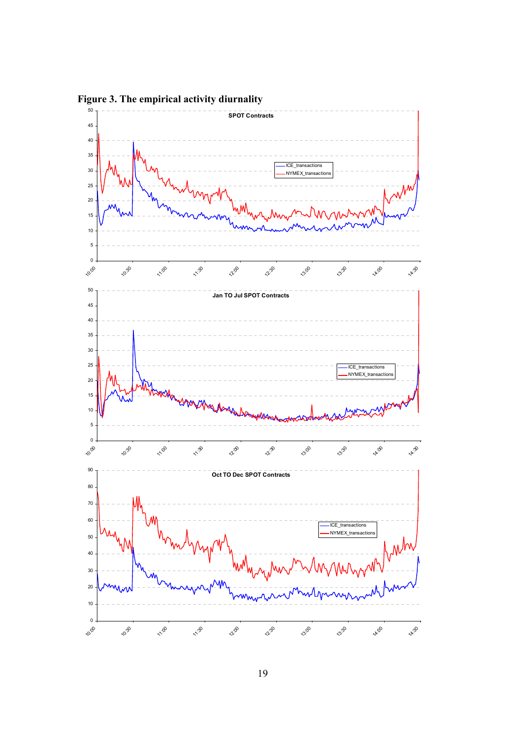**Figure 3. The empirical activity diurnality**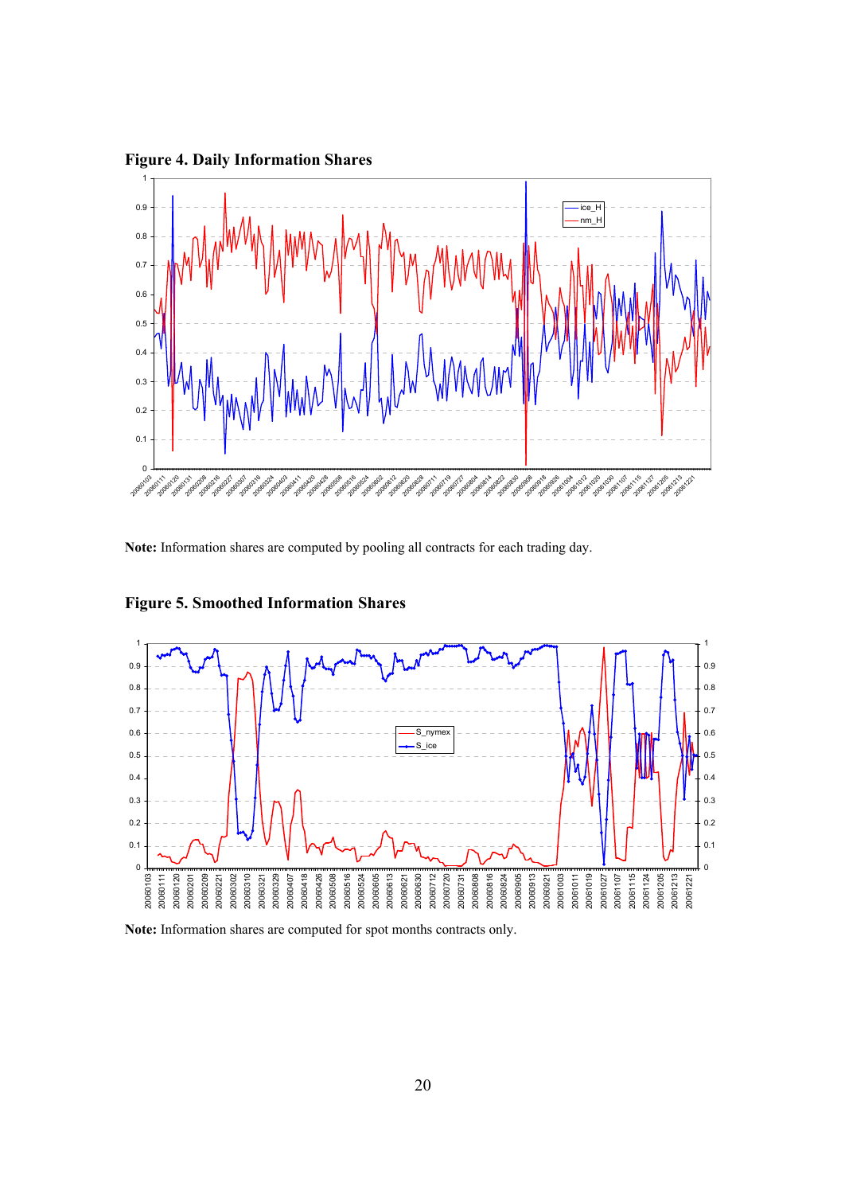**Figure 4. Daily Information Shares**

**Note:** Information shares are computed by pooling all contracts for each trading day.

**Figure 5. Smoothed Information Shares**

**Note:** Information shares are computed for spot months contracts only.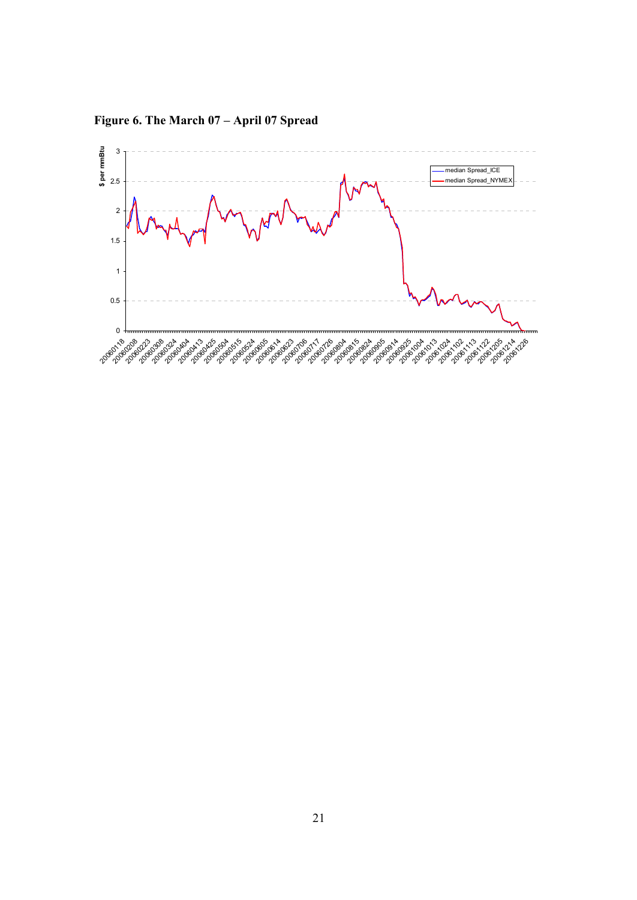**Figure 6. The March 07 – April 07 Spread**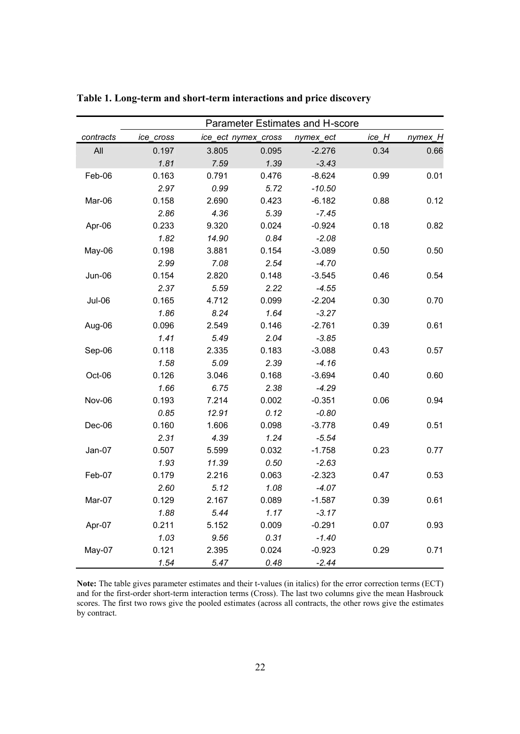**Table 1. Long-term and short-term interactions and price discovery**

| | Parameter Estimates and H-score | | | | | |
|---|---|---|---|---|---|---|
| *contracts* | *ice_cross* | *ice_ect* | *nymex_cross* | *nymex_ect* | *ice_H* | *nymex_H* |
| All | 0.197 | 3.805 | 0.095 | -2.276 | 0.34 | 0.66 |
| | *1.81* | *7.59* | *1.39* | *-3.43* | | |
| Feb-06 | 0.163 | 0.791 | 0.476 | -8.624 | 0.99 | 0.01 |
| | *2.97* | *0.99* | *5.72* | *-10.50* | | |
| Mar-06 | 0.158 | 2.690 | 0.423 | -6.182 | 0.88 | 0.12 |
| | *2.86* | *4.36* | *5.39* | *-7.45* | | |
| Apr-06 | 0.233 | 9.320 | 0.024 | -0.924 | 0.18 | 0.82 |
| | *1.82* | *14.90* | *0.84* | *-2.08* | | |
| May-06 | 0.198 | 3.881 | 0.154 | -3.089 | 0.50 | 0.50 |
| | *2.99* | *7.08* | *2.54* | *-4.70* | | |
| Jun-06 | 0.154 | 2.820 | 0.148 | -3.545 | 0.46 | 0.54 |
| | *2.37* | *5.59* | *2.22* | *-4.55* | | |
| Jul-06 | 0.165 | 4.712 | 0.099 | -2.204 | 0.30 | 0.70 |
| | *1.86* | *8.24* | *1.64* | *-3.27* | | |
| Aug-06 | 0.096 | 2.549 | 0.146 | -2.761 | 0.39 | 0.61 |
| | *1.41* | *5.49* | *2.04* | *-3.85* | | |
| Sep-06 | 0.118 | 2.335 | 0.183 | -3.088 | 0.43 | 0.57 |
| | *1.58* | *5.09* | *2.39* | *-4.16* | | |
| Oct-06 | 0.126 | 3.046 | 0.168 | -3.694 | 0.40 | 0.60 |
| | *1.66* | *6.75* | *2.38* | *-4.29* | | |
| Nov-06 | 0.193 | 7.214 | 0.002 | -0.351 | 0.06 | 0.94 |
| | *0.85* | *12.91* | *0.12* | *-0.80* | | |
| Dec-06 | 0.160 | 1.606 | 0.098 | -3.778 | 0.49 | 0.51 |
| | *2.31* | *4.39* | *1.24* | *-5.54* | | |
| Jan-07 | 0.507 | 5.599 | 0.032 | -1.758 | 0.23 | 0.77 |
| | *1.93* | *11.39* | *0.50* | *-2.63* | | |
| Feb-07 | 0.179 | 2.216 | 0.063 | -2.323 | 0.47 | 0.53 |
| | *2.60* | *5.12* | *1.08* | *-4.07* | | |
| Mar-07 | 0.129 | 2.167 | 0.089 | -1.587 | 0.39 | 0.61 |
| | *1.88* | *5.44* | *1.17* | *-3.17* | | |
| Apr-07 | 0.211 | 5.152 | 0.009 | -0.291 | 0.07 | 0.93 |
| | *1.03* | *9.56* | *0.31* | *-1.40* | | |
| May-07 | 0.121 | 2.395 | 0.024 | -0.923 | 0.29 | 0.71 |
| | *1.54* | *5.47* | *0.48* | *-2.44* | | |

**Note:** The table gives parameter estimates and their t-values (in italics) for the error correction terms (ECT) and for the first-order short-term interaction terms (Cross). The last two columns give the mean Hasbrouck scores. The first two rows give the pooled estimates (across all contracts, the other rows give the estimates by contract.